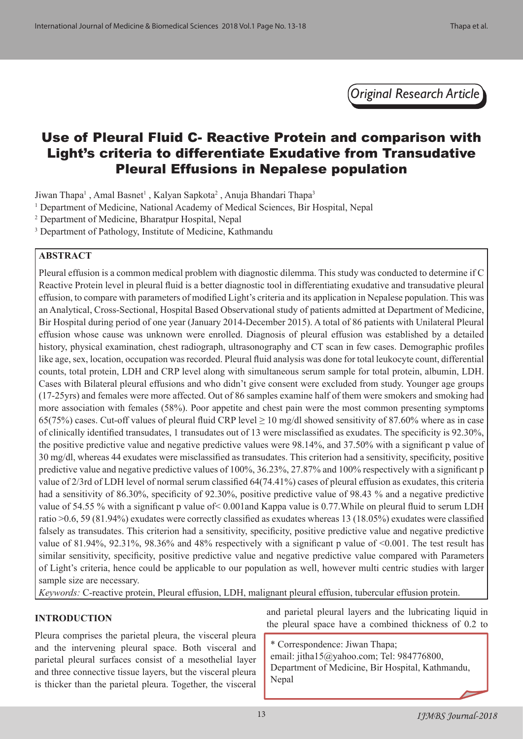*Original Research Article*

# Use of Pleural Fluid C- Reactive Protein and comparison with Light's criteria to differentiate Exudative from Transudative Pleural Effusions in Nepalese population

Jiwan Thapa[1] , Amal Basnet[1] , Kalyan Sapkota[2] , Anuja Bhandari Thapa[3]

[1] Department of Medicine, National Academy of Medical Sciences, Bir Hospital, Nepal

[2] Department of Medicine, Bharatpur Hospital, Nepal

[3] Department of Pathology, Institute of Medicine, Kathmandu

## ABSTRACT

Pleural effusion is a common medical problem with diagnostic dilemma. This study was conducted to determine if C Reactive Protein level in pleural fluid is a better diagnostic tool in differentiating exudative and transudative pleural effusion, to compare with parameters of modified Light's criteria and its application in Nepalese population. This was an Analytical, Cross-Sectional, Hospital Based Observational study of patients admitted at Department of Medicine, Bir Hospital during period of one year (January 2014-December 2015). A total of 86 patients with Unilateral Pleural effusion whose cause was unknown were enrolled. Diagnosis of pleural effusion was established by a detailed history, physical examination, chest radiograph, ultrasonography and CT scan in few cases. Demographic profiles like age, sex, location, occupation was recorded. Pleural fluid analysis was done for total leukocyte count, differential counts, total protein, LDH and CRP level along with simultaneous serum sample for total protein, albumin, LDH. Cases with Bilateral pleural effusions and who didn't give consent were excluded from study. Younger age groups (17-25yrs) and females were more affected. Out of 86 samples examine half of them were smokers and smoking had more association with females (58%). Poor appetite and chest pain were the most common presenting symptoms 65(75%) cases. Cut-off values of pleural fluid CRP level ≥ 10 mg/dl showed sensitivity of 87.60% where as in case of clinically identified transudates, 1 transudates out of 13 were misclassified as exudates. The specificity is 92.30%, the positive predictive value and negative predictive values were 98.14%, and 37.50% with a significant p value of 30 mg/dl, whereas 44 exudates were misclassified as transudates. This criterion had a sensitivity, specificity, positive predictive value and negative predictive values of 100%, 36.23%, 27.87% and 100% respectively with a significant p value of 2/3rd of LDH level of normal serum classified 64(74.41%) cases of pleural effusion as exudates, this criteria had a sensitivity of 86.30%, specificity of 92.30%, positive predictive value of 98.43 % and a negative predictive value of 54.55 % with a significant p value of< 0.001and Kappa value is 0.77.While on pleural fluid to serum LDH ratio >0.6, 59 (81.94%) exudates were correctly classified as exudates whereas 13 (18.05%) exudates were classified falsely as transudates. This criterion had a sensitivity, specificity, positive predictive value and negative predictive value of 81.94%, 92.31%, 98.36% and 48% respectively with a significant p value of <0.001. The test result has similar sensitivity, specificity, positive predictive value and negative predictive value compared with Parameters of Light's criteria, hence could be applicable to our population as well, however multi centric studies with larger sample size are necessary.

*Keywords:* C-reactive protein, Pleural effusion, LDH, malignant pleural effusion, tubercular effusion protein.

## INTRODUCTION

Pleura comprises the parietal pleura, the visceral pleura and the intervening pleural space. Both visceral and parietal pleural surfaces consist of a mesothelial layer and three connective tissue layers, but the visceral pleura is thicker than the parietal pleura. Together, the visceral and parietal pleural layers and the lubricating liquid in the pleural space have a combined thickness of 0.2 to

\* Correspondence: Jiwan Thapa; email: jitha15@yahoo.com; Tel: 984776800, Department of Medicine, Bir Hospital, Kathmandu, Nepal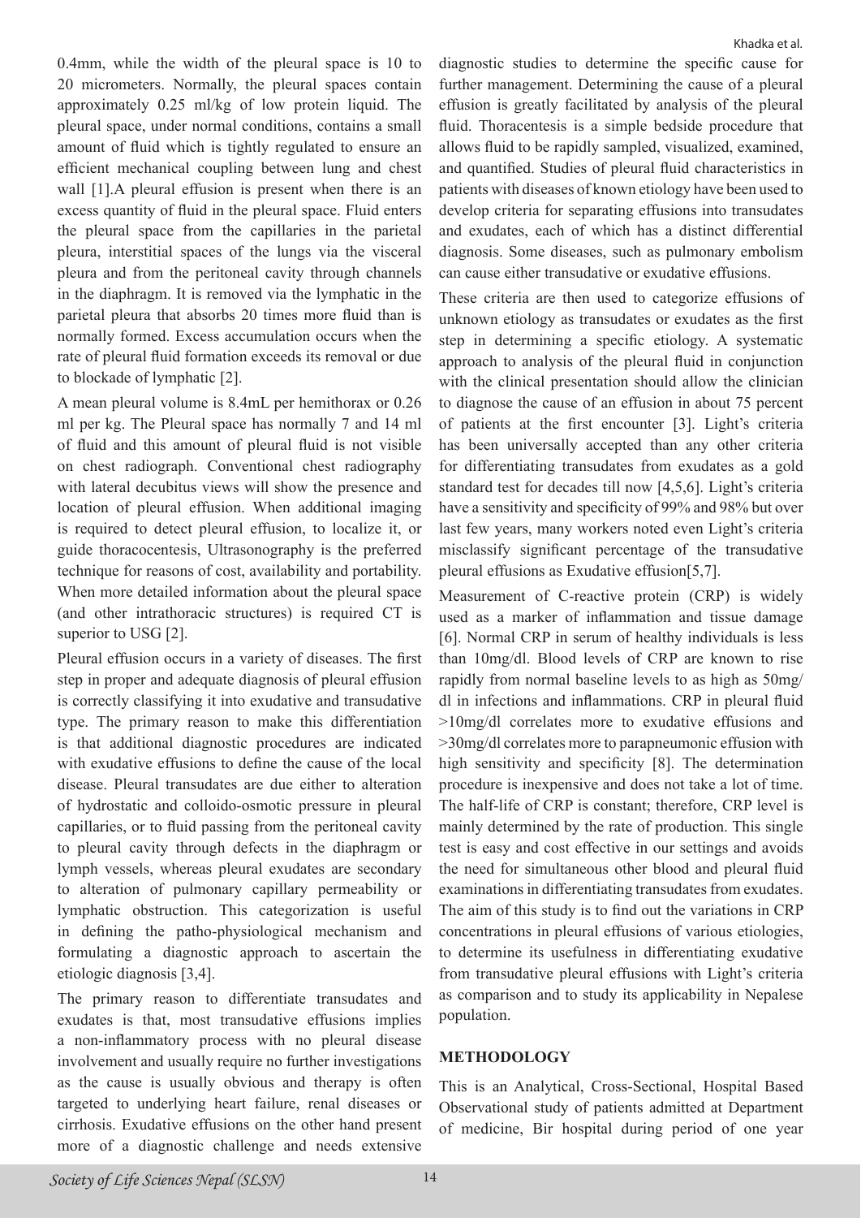0.4mm, while the width of the pleural space is 10 to 20 micrometers. Normally, the pleural spaces contain approximately 0.25 ml/kg of low protein liquid. The pleural space, under normal conditions, contains a small amount of fluid which is tightly regulated to ensure an efficient mechanical coupling between lung and chest wall [1].A pleural effusion is present when there is an excess quantity of fluid in the pleural space. Fluid enters the pleural space from the capillaries in the parietal pleura, interstitial spaces of the lungs via the visceral pleura and from the peritoneal cavity through channels in the diaphragm. It is removed via the lymphatic in the parietal pleura that absorbs 20 times more fluid than is normally formed. Excess accumulation occurs when the rate of pleural fluid formation exceeds its removal or due to blockade of lymphatic [2].

A mean pleural volume is 8.4mL per hemithorax or 0.26 ml per kg. The Pleural space has normally 7 and 14 ml of fluid and this amount of pleural fluid is not visible on chest radiograph. Conventional chest radiography with lateral decubitus views will show the presence and location of pleural effusion. When additional imaging is required to detect pleural effusion, to localize it, or guide thoracocentesis, Ultrasonography is the preferred technique for reasons of cost, availability and portability. When more detailed information about the pleural space (and other intrathoracic structures) is required CT is superior to USG [2].

Pleural effusion occurs in a variety of diseases. The first step in proper and adequate diagnosis of pleural effusion is correctly classifying it into exudative and transudative type. The primary reason to make this differentiation is that additional diagnostic procedures are indicated with exudative effusions to define the cause of the local disease. Pleural transudates are due either to alteration of hydrostatic and colloido-osmotic pressure in pleural capillaries, or to fluid passing from the peritoneal cavity to pleural cavity through defects in the diaphragm or lymph vessels, whereas pleural exudates are secondary to alteration of pulmonary capillary permeability or lymphatic obstruction. This categorization is useful in defining the patho-physiological mechanism and formulating a diagnostic approach to ascertain the etiologic diagnosis [3,4].

The primary reason to differentiate transudates and exudates is that, most transudative effusions implies a non-inflammatory process with no pleural disease involvement and usually require no further investigations as the cause is usually obvious and therapy is often targeted to underlying heart failure, renal diseases or cirrhosis. Exudative effusions on the other hand present more of a diagnostic challenge and needs extensive diagnostic studies to determine the specific cause for further management. Determining the cause of a pleural effusion is greatly facilitated by analysis of the pleural fluid. Thoracentesis is a simple bedside procedure that allows fluid to be rapidly sampled, visualized, examined, and quantified. Studies of pleural fluid characteristics in patients with diseases of known etiology have been used to develop criteria for separating effusions into transudates and exudates, each of which has a distinct differential diagnosis. Some diseases, such as pulmonary embolism can cause either transudative or exudative effusions.

These criteria are then used to categorize effusions of unknown etiology as transudates or exudates as the first step in determining a specific etiology. A systematic approach to analysis of the pleural fluid in conjunction with the clinical presentation should allow the clinician to diagnose the cause of an effusion in about 75 percent of patients at the first encounter [3]. Light's criteria has been universally accepted than any other criteria for differentiating transudates from exudates as a gold standard test for decades till now [4,5,6]. Light's criteria have a sensitivity and specificity of 99% and 98% but over last few years, many workers noted even Light's criteria misclassify significant percentage of the transudative pleural effusions as Exudative effusion[5,7].

Measurement of C-reactive protein (CRP) is widely used as a marker of inflammation and tissue damage [6]. Normal CRP in serum of healthy individuals is less than 10mg/dl. Blood levels of CRP are known to rise rapidly from normal baseline levels to as high as 50mg/dl in infections and inflammations. CRP in pleural fluid >10mg/dl correlates more to exudative effusions and >30mg/dl correlates more to parapneumonic effusion with high sensitivity and specificity [8]. The determination procedure is inexpensive and does not take a lot of time. The half-life of CRP is constant; therefore, CRP level is mainly determined by the rate of production. This single test is easy and cost effective in our settings and avoids the need for simultaneous other blood and pleural fluid examinations in differentiating transudates from exudates. The aim of this study is to find out the variations in CRP concentrations in pleural effusions of various etiologies, to determine its usefulness in differentiating exudative from transudative pleural effusions with Light's criteria as comparison and to study its applicability in Nepalese population.

## METHODOLOGY

This is an Analytical, Cross-Sectional, Hospital Based Observational study of patients admitted at Department of medicine, Bir hospital during period of one year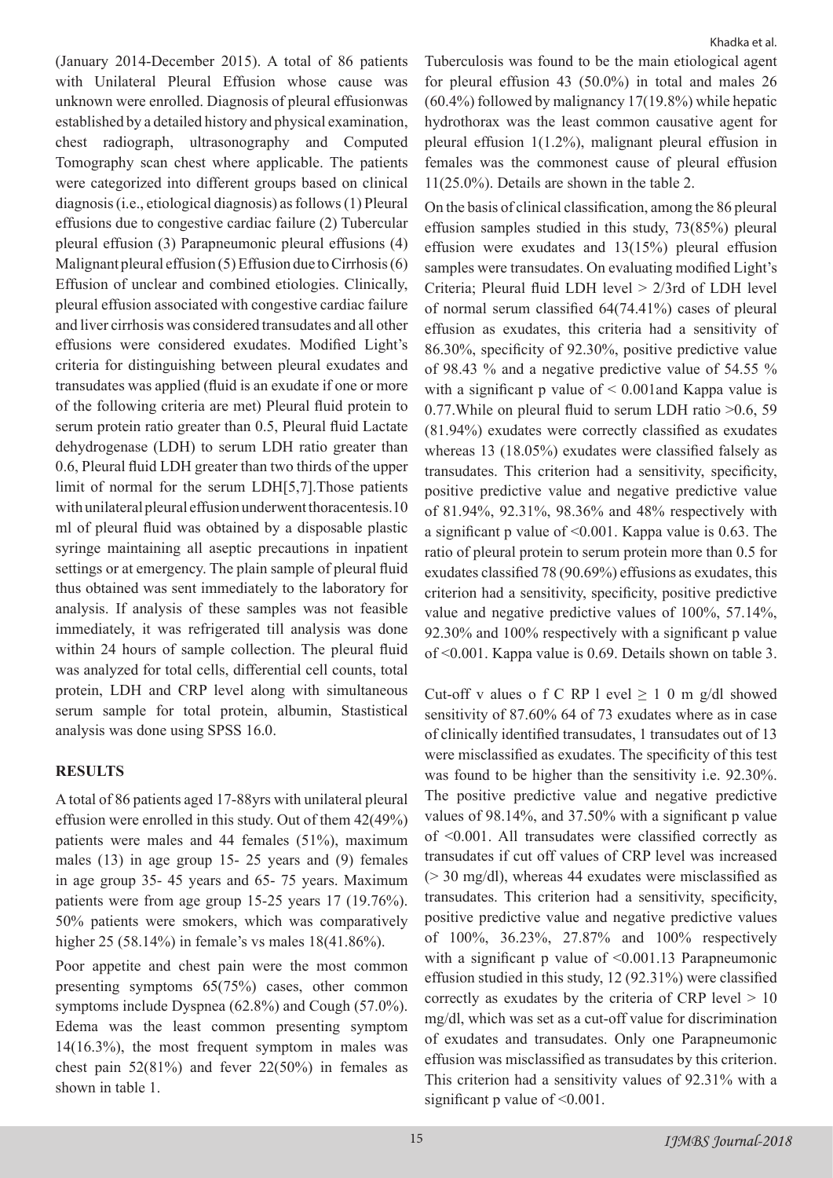(January 2014-December 2015). A total of 86 patients with Unilateral Pleural Effusion whose cause was unknown were enrolled. Diagnosis of pleural effusionwas established by a detailed history and physical examination, chest radiograph, ultrasonography and Computed Tomography scan chest where applicable. The patients were categorized into different groups based on clinical diagnosis (i.e., etiological diagnosis) as follows (1) Pleural effusions due to congestive cardiac failure (2) Tubercular pleural effusion (3) Parapneumonic pleural effusions (4) Malignant pleural effusion (5) Effusion due to Cirrhosis (6) Effusion of unclear and combined etiologies. Clinically, pleural effusion associated with congestive cardiac failure and liver cirrhosis was considered transudates and all other effusions were considered exudates. Modified Light's criteria for distinguishing between pleural exudates and transudates was applied (fluid is an exudate if one or more of the following criteria are met) Pleural fluid protein to serum protein ratio greater than 0.5, Pleural fluid Lactate dehydrogenase (LDH) to serum LDH ratio greater than 0.6, Pleural fluid LDH greater than two thirds of the upper limit of normal for the serum LDH[5,7].Those patients with unilateral pleural effusion underwent thoracentesis.10 ml of pleural fluid was obtained by a disposable plastic syringe maintaining all aseptic precautions in inpatient settings or at emergency. The plain sample of pleural fluid thus obtained was sent immediately to the laboratory for analysis. If analysis of these samples was not feasible immediately, it was refrigerated till analysis was done within 24 hours of sample collection. The pleural fluid was analyzed for total cells, differential cell counts, total protein, LDH and CRP level along with simultaneous serum sample for total protein, albumin, Stastistical analysis was done using SPSS 16.0.

## RESULTS

A total of 86 patients aged 17-88yrs with unilateral pleural effusion were enrolled in this study. Out of them 42(49%) patients were males and 44 females (51%), maximum males (13) in age group 15- 25 years and (9) females in age group 35- 45 years and 65- 75 years. Maximum patients were from age group 15-25 years 17 (19.76%). 50% patients were smokers, which was comparatively higher 25 (58.14%) in female's vs males 18(41.86%).

Poor appetite and chest pain were the most common presenting symptoms 65(75%) cases, other common symptoms include Dyspnea (62.8%) and Cough (57.0%). Edema was the least common presenting symptom 14(16.3%), the most frequent symptom in males was chest pain 52(81%) and fever 22(50%) in females as shown in table 1.

Tuberculosis was found to be the main etiological agent for pleural effusion 43 (50.0%) in total and males 26 (60.4%) followed by malignancy 17(19.8%) while hepatic hydrothorax was the least common causative agent for pleural effusion 1(1.2%), malignant pleural effusion in females was the commonest cause of pleural effusion 11(25.0%). Details are shown in the table 2.

On the basis of clinical classification, among the 86 pleural effusion samples studied in this study, 73(85%) pleural effusion were exudates and 13(15%) pleural effusion samples were transudates. On evaluating modified Light's Criteria; Pleural fluid LDH level > 2/3rd of LDH level of normal serum classified 64(74.41%) cases of pleural effusion as exudates, this criteria had a sensitivity of 86.30%, specificity of 92.30%, positive predictive value of 98.43 % and a negative predictive value of 54.55 % with a significant p value of < 0.001and Kappa value is 0.77.While on pleural fluid to serum LDH ratio >0.6, 59 (81.94%) exudates were correctly classified as exudates whereas 13 (18.05%) exudates were classified falsely as transudates. This criterion had a sensitivity, specificity, positive predictive value and negative predictive value of 81.94%, 92.31%, 98.36% and 48% respectively with a significant p value of <0.001. Kappa value is 0.63. The ratio of pleural protein to serum protein more than 0.5 for exudates classified 78 (90.69%) effusions as exudates, this criterion had a sensitivity, specificity, positive predictive value and negative predictive values of 100%, 57.14%, 92.30% and 100% respectively with a significant p value of <0.001. Kappa value is 0.69. Details shown on table 3.

Cut-off v alues o f C RP l evel ≥ 1 0 m g/dl showed sensitivity of 87.60% 64 of 73 exudates where as in case of clinically identified transudates, 1 transudates out of 13 were misclassified as exudates. The specificity of this test was found to be higher than the sensitivity i.e. 92.30%. The positive predictive value and negative predictive values of 98.14%, and 37.50% with a significant p value of <0.001. All transudates were classified correctly as transudates if cut off values of CRP level was increased (> 30 mg/dl), whereas 44 exudates were misclassified as transudates. This criterion had a sensitivity, specificity, positive predictive value and negative predictive values of 100%, 36.23%, 27.87% and 100% respectively with a significant p value of <0.001.13 Parapneumonic effusion studied in this study, 12 (92.31%) were classified correctly as exudates by the criteria of CRP level > 10 mg/dl, which was set as a cut-off value for discrimination of exudates and transudates. Only one Parapneumonic effusion was misclassified as transudates by this criterion. This criterion had a sensitivity values of 92.31% with a significant p value of <0.001.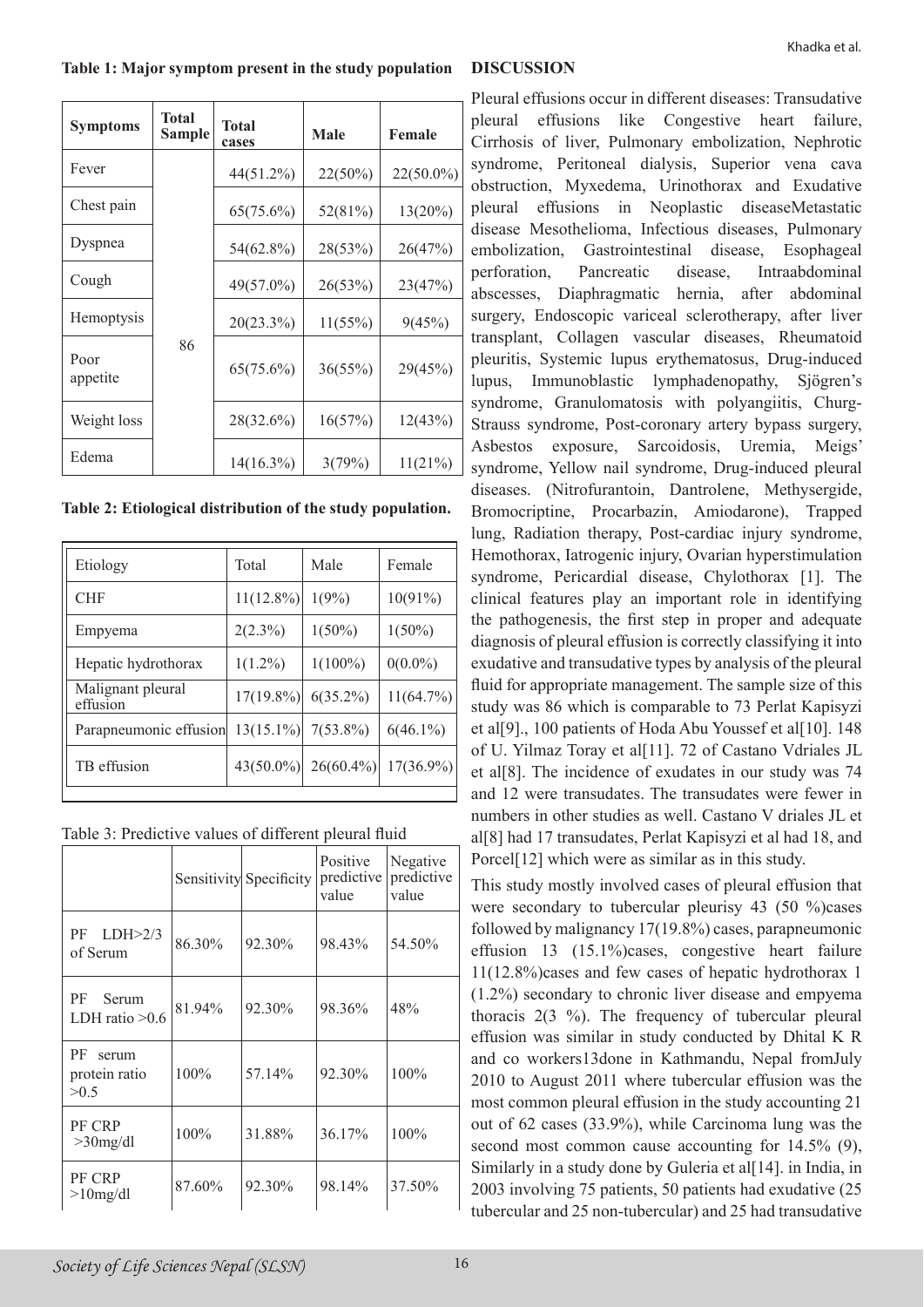**Table 1: Major symptom present in the study population**

| Symptoms | Total Sample | Total cases | Male | Female |
|---|---|---|---|---|
| Fever | 86 | 44(51.2%) | 22(50%) | 22(50.0%) |
| Chest pain | | 65(75.6%) | 52(81%) | 13(20%) |
| Dyspnea | | 54(62.8%) | 28(53%) | 26(47%) |
| Cough | | 49(57.0%) | 26(53%) | 23(47%) |
| Hemoptysis | | 20(23.3%) | 11(55%) | 9(45%) |
| Poor appetite | | 65(75.6%) | 36(55%) | 29(45%) |
| Weight loss | | 28(32.6%) | 16(57%) | 12(43%) |
| Edema | | 14(16.3%) | 3(79%) | 11(21%) |

**Table 2: Etiological distribution of the study population.**

| Etiology | Total | Male | Female |
|---|---|---|---|
| CHF | 11(12.8%) | 1(9%) | 10(91%) |
| Empyema | 2(2.3%) | 1(50%) | 1(50%) |
| Hepatic hydrothorax | 1(1.2%) | 1(100%) | 0(0.0%) |
| Malignant pleural effusion | 17(19.8%) | 6(35.2%) | 11(64.7%) |
| Parapneumonic effusion | 13(15.1%) | 7(53.8%) | 6(46.1%) |
| TB effusion | 43(50.0%) | 26(60.4%) | 17(36.9%) |

Table 3: Predictive values of different pleural fluid

| | Sensitivity | Specificity | Positive predictive value | Negative predictive value |
|---|---|---|---|---|
| PF LDH>2/3 of Serum | 86.30% | 92.30% | 98.43% | 54.50% |
| PF Serum LDH ratio >0.6 | 81.94% | 92.30% | 98.36% | 48% |
| PF serum protein ratio >0.5 | 100% | 57.14% | 92.30% | 100% |
| PF CRP >30mg/dl | 100% | 31.88% | 36.17% | 100% |
| PF CRP >10mg/dl | 87.60% | 92.30% | 98.14% | 37.50% |

## DISCUSSION

Pleural effusions occur in different diseases: Transudative pleural effusions like Congestive heart failure, Cirrhosis of liver, Pulmonary embolization, Nephrotic syndrome, Peritoneal dialysis, Superior vena cava obstruction, Myxedema, Urinothorax and Exudative pleural effusions in Neoplastic diseaseMetastatic disease Mesothelioma, Infectious diseases, Pulmonary embolization, Gastrointestinal disease, Esophageal perforation, Pancreatic disease, Intraabdominal abscesses, Diaphragmatic hernia, after abdominal surgery, Endoscopic variceal sclerotherapy, after liver transplant, Collagen vascular diseases, Rheumatoid pleuritis, Systemic lupus erythematosus, Drug-induced lupus, Immunoblastic lymphadenopathy, Sjögren's syndrome, Granulomatosis with polyangiitis, Churg-Strauss syndrome, Post-coronary artery bypass surgery, Asbestos exposure, Sarcoidosis, Uremia, Meigs' syndrome, Yellow nail syndrome, Drug-induced pleural diseases. (Nitrofurantoin, Dantrolene, Methysergide, Bromocriptine, Procarbazin, Amiodarone), Trapped lung, Radiation therapy, Post-cardiac injury syndrome, Hemothorax, Iatrogenic injury, Ovarian hyperstimulation syndrome, Pericardial disease, Chylothorax [1]. The clinical features play an important role in identifying the pathogenesis, the first step in proper and adequate diagnosis of pleural effusion is correctly classifying it into exudative and transudative types by analysis of the pleural fluid for appropriate management. The sample size of this study was 86 which is comparable to 73 Perlat Kapisyzi et al[9]., 100 patients of Hoda Abu Youssef et al[10]. 148 of U. Yilmaz Toray et al[11]. 72 of Castano Vdriales JL et al[8]. The incidence of exudates in our study was 74 and 12 were transudates. The transudates were fewer in numbers in other studies as well. Castano V driales JL et al[8] had 17 transudates, Perlat Kapisyzi et al had 18, and Porcel[12] which were as similar as in this study.

This study mostly involved cases of pleural effusion that were secondary to tubercular pleurisy 43 (50 %)cases followed by malignancy 17(19.8%) cases, parapneumonic effusion 13 (15.1%)cases, congestive heart failure 11(12.8%)cases and few cases of hepatic hydrothorax 1 (1.2%) secondary to chronic liver disease and empyema thoracis 2(3 %). The frequency of tubercular pleural effusion was similar in study conducted by Dhital K R and co workers13done in Kathmandu, Nepal fromJuly 2010 to August 2011 where tubercular effusion was the most common pleural effusion in the study accounting 21 out of 62 cases (33.9%), while Carcinoma lung was the second most common cause accounting for 14.5% (9), Similarly in a study done by Guleria et al[14]. in India, in 2003 involving 75 patients, 50 patients had exudative (25 tubercular and 25 non-tubercular) and 25 had transudative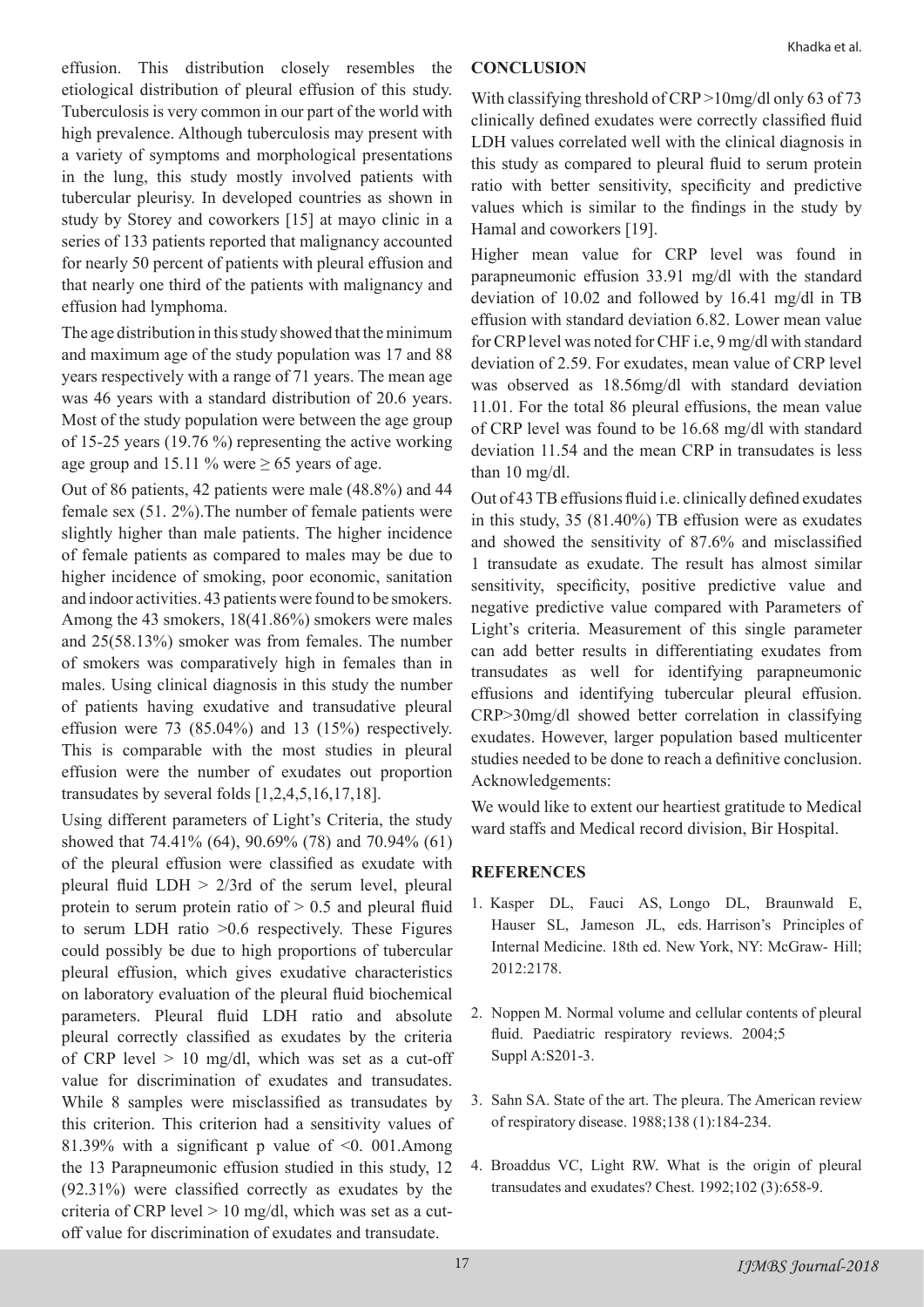effusion. This distribution closely resembles the etiological distribution of pleural effusion of this study. Tuberculosis is very common in our part of the world with high prevalence. Although tuberculosis may present with a variety of symptoms and morphological presentations in the lung, this study mostly involved patients with tubercular pleurisy. In developed countries as shown in study by Storey and coworkers [15] at mayo clinic in a series of 133 patients reported that malignancy accounted for nearly 50 percent of patients with pleural effusion and that nearly one third of the patients with malignancy and effusion had lymphoma.

The age distribution in this study showed that the minimum and maximum age of the study population was 17 and 88 years respectively with a range of 71 years. The mean age was 46 years with a standard distribution of 20.6 years. Most of the study population were between the age group of 15-25 years (19.76 %) representing the active working age group and 15.11 % were ≥ 65 years of age.

Out of 86 patients, 42 patients were male (48.8%) and 44 female sex (51. 2%).The number of female patients were slightly higher than male patients. The higher incidence of female patients as compared to males may be due to higher incidence of smoking, poor economic, sanitation and indoor activities. 43 patients were found to be smokers. Among the 43 smokers, 18(41.86%) smokers were males and 25(58.13%) smoker was from females. The number of smokers was comparatively high in females than in males. Using clinical diagnosis in this study the number of patients having exudative and transudative pleural effusion were 73 (85.04%) and 13 (15%) respectively. This is comparable with the most studies in pleural effusion were the number of exudates out proportion transudates by several folds [1,2,4,5,16,17,18].

Using different parameters of Light's Criteria, the study showed that 74.41% (64), 90.69% (78) and 70.94% (61) of the pleural effusion were classified as exudate with pleural fluid LDH > 2/3rd of the serum level, pleural protein to serum protein ratio of > 0.5 and pleural fluid to serum LDH ratio >0.6 respectively. These Figures could possibly be due to high proportions of tubercular pleural effusion, which gives exudative characteristics on laboratory evaluation of the pleural fluid biochemical parameters. Pleural fluid LDH ratio and absolute pleural correctly classified as exudates by the criteria of CRP level > 10 mg/dl, which was set as a cut-off value for discrimination of exudates and transudates. While 8 samples were misclassified as transudates by this criterion. This criterion had a sensitivity values of 81.39% with a significant p value of <0. 001.Among the 13 Parapneumonic effusion studied in this study, 12 (92.31%) were classified correctly as exudates by the criteria of CRP level > 10 mg/dl, which was set as a cut-off value for discrimination of exudates and transudate.

## CONCLUSION

With classifying threshold of CRP >10mg/dl only 63 of 73 clinically defined exudates were correctly classified fluid LDH values correlated well with the clinical diagnosis in this study as compared to pleural fluid to serum protein ratio with better sensitivity, specificity and predictive values which is similar to the findings in the study by Hamal and coworkers [19].

Higher mean value for CRP level was found in parapneumonic effusion 33.91 mg/dl with the standard deviation of 10.02 and followed by 16.41 mg/dl in TB effusion with standard deviation 6.82. Lower mean value for CRP level was noted for CHF i.e, 9 mg/dl with standard deviation of 2.59. For exudates, mean value of CRP level was observed as 18.56mg/dl with standard deviation 11.01. For the total 86 pleural effusions, the mean value of CRP level was found to be 16.68 mg/dl with standard deviation 11.54 and the mean CRP in transudates is less than 10 mg/dl.

Out of 43 TB effusions fluid i.e. clinically defined exudates in this study, 35 (81.40%) TB effusion were as exudates and showed the sensitivity of 87.6% and misclassified 1 transudate as exudate. The result has almost similar sensitivity, specificity, positive predictive value and negative predictive value compared with Parameters of Light's criteria. Measurement of this single parameter can add better results in differentiating exudates from transudates as well for identifying parapneumonic effusions and identifying tubercular pleural effusion. CRP>30mg/dl showed better correlation in classifying exudates. However, larger population based multicenter studies needed to be done to reach a definitive conclusion.

Acknowledgements:

We would like to extent our heartiest gratitude to Medical ward staffs and Medical record division, Bir Hospital.

## REFERENCES

1. Kasper DL, Fauci AS, Longo DL, Braunwald E, Hauser SL, Jameson JL, eds. Harrison's Principles of Internal Medicine. 18th ed. New York, NY: McGraw- Hill; 2012:2178.
2. Noppen M. Normal volume and cellular contents of pleural fluid. Paediatric respiratory reviews. 2004;5 Suppl A:S201-3.
3. Sahn SA. State of the art. The pleura. The American review of respiratory disease. 1988;138 (1):184-234.
4. Broaddus VC, Light RW. What is the origin of pleural transudates and exudates? Chest. 1992;102 (3):658-9.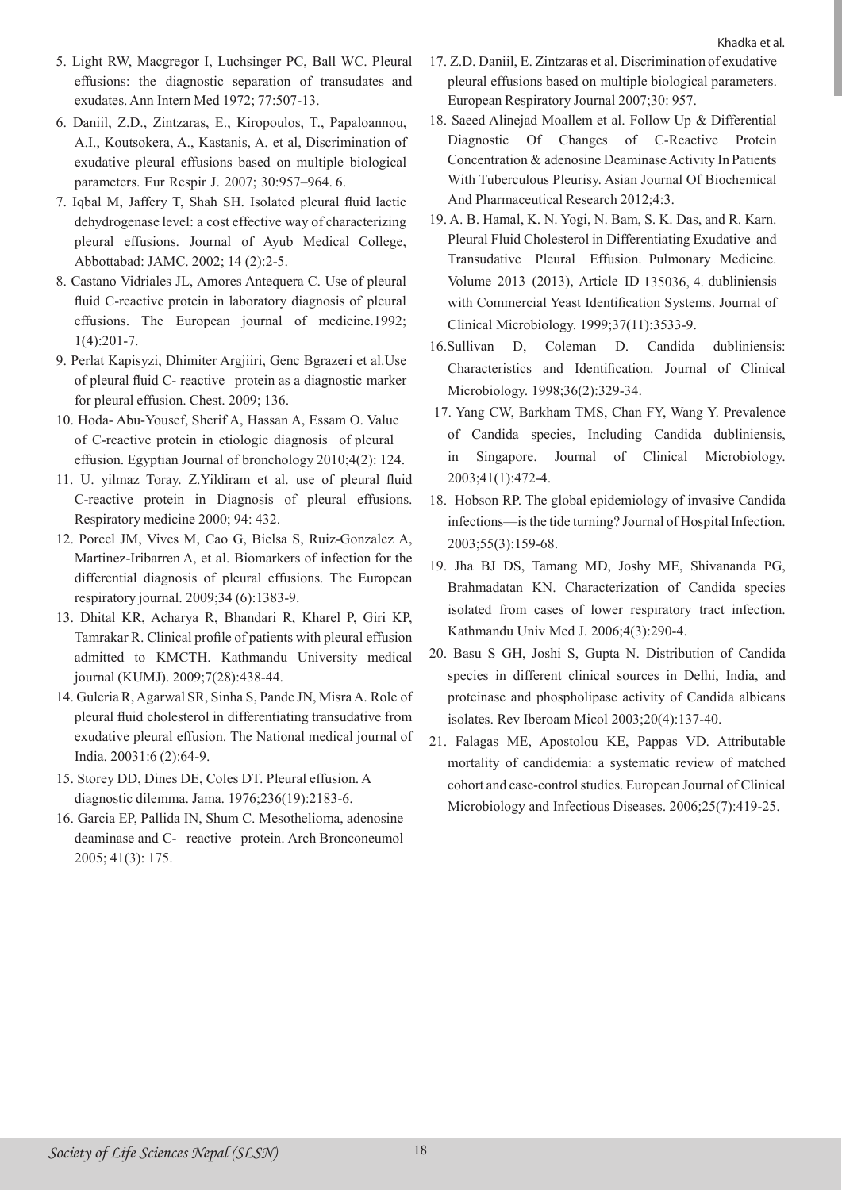5. Light RW, Macgregor I, Luchsinger PC, Ball WC. Pleural effusions: the diagnostic separation of transudates and exudates. Ann Intern Med 1972; 77:507-13.
6. Daniil, Z.D., Zintzaras, E., Kiropoulos, T., Papaloannou, A.I., Koutsokera, A., Kastanis, A. et al, Discrimination of exudative pleural effusions based on multiple biological parameters. Eur Respir J. 2007; 30:957–964. 6.
7. Iqbal M, Jaffery T, Shah SH. Isolated pleural fluid lactic dehydrogenase level: a cost effective way of characterizing pleural effusions. Journal of Ayub Medical College, Abbottabad: JAMC. 2002; 14 (2):2-5.
8. Castano Vidriales JL, Amores Antequera C. Use of pleural fluid C-reactive protein in laboratory diagnosis of pleural effusions. The European journal of medicine.1992; 1(4):201-7.
9. Perlat Kapisyzi, Dhimiter Argjiiri, Genc Bgrazeri et al.Use of pleural fluid C- reactive protein as a diagnostic marker for pleural effusion. Chest. 2009; 136.
10. Hoda- Abu-Yousef, Sherif A, Hassan A, Essam O. Value of C-reactive protein in etiologic diagnosis of pleural effusion. Egyptian Journal of bronchology 2010;4(2): 124.
11. U. yilmaz Toray. Z.Yildiram et al. use of pleural fluid C-reactive protein in Diagnosis of pleural effusions. Respiratory medicine 2000; 94: 432.
12. Porcel JM, Vives M, Cao G, Bielsa S, Ruiz-Gonzalez A, Martinez-Iribarren A, et al. Biomarkers of infection for the differential diagnosis of pleural effusions. The European respiratory journal. 2009;34 (6):1383-9.
13. Dhital KR, Acharya R, Bhandari R, Kharel P, Giri KP, Tamrakar R. Clinical profile of patients with pleural effusion admitted to KMCTH. Kathmandu University medical journal (KUMJ). 2009;7(28):438-44.
14. Guleria R, Agarwal SR, Sinha S, Pande JN, Misra A. Role of pleural fluid cholesterol in differentiating transudative from exudative pleural effusion. The National medical journal of India. 20031:6 (2):64-9.
15. Storey DD, Dines DE, Coles DT. Pleural effusion. A diagnostic dilemma. Jama. 1976;236(19):2183-6.
16. Garcia EP, Pallida IN, Shum C. Mesothelioma, adenosine deaminase and C- reactive protein. Arch Bronconeumol 2005; 41(3): 175.
17. Z.D. Daniil, E. Zintzaras et al. Discrimination of exudative pleural effusions based on multiple biological parameters. European Respiratory Journal 2007;30: 957.
18. Saeed Alinejad Moallem et al. Follow Up & Differential Diagnostic Of Changes of C-Reactive Protein Concentration & adenosine Deaminase Activity In Patients With Tuberculous Pleurisy. Asian Journal Of Biochemical And Pharmaceutical Research 2012;4:3.
19. A. B. Hamal, K. N. Yogi, N. Bam, S. K. Das, and R. Karn. Pleural Fluid Cholesterol in Differentiating Exudative and Transudative Pleural Effusion. Pulmonary Medicine. Volume 2013 (2013), Article ID 135036, 4. dubliniensis with Commercial Yeast Identification Systems. Journal of Clinical Microbiology. 1999;37(11):3533-9.
16. Sullivan D, Coleman D. Candida dubliniensis: Characteristics and Identification. Journal of Clinical Microbiology. 1998;36(2):329-34.
17. Yang CW, Barkham TMS, Chan FY, Wang Y. Prevalence of Candida species, Including Candida dubliniensis, in Singapore. Journal of Clinical Microbiology. 2003;41(1):472-4.
18. Hobson RP. The global epidemiology of invasive Candida infections—is the tide turning? Journal of Hospital Infection. 2003;55(3):159-68.
19. Jha BJ DS, Tamang MD, Joshy ME, Shivananda PG, Brahmadatan KN. Characterization of Candida species isolated from cases of lower respiratory tract infection. Kathmandu Univ Med J. 2006;4(3):290-4.
20. Basu S GH, Joshi S, Gupta N. Distribution of Candida species in different clinical sources in Delhi, India, and proteinase and phospholipase activity of Candida albicans isolates. Rev Iberoam Micol 2003;20(4):137-40.
21. Falagas ME, Apostolou KE, Pappas VD. Attributable mortality of candidemia: a systematic review of matched cohort and case-control studies. European Journal of Clinical Microbiology and Infectious Diseases. 2006;25(7):419-25.